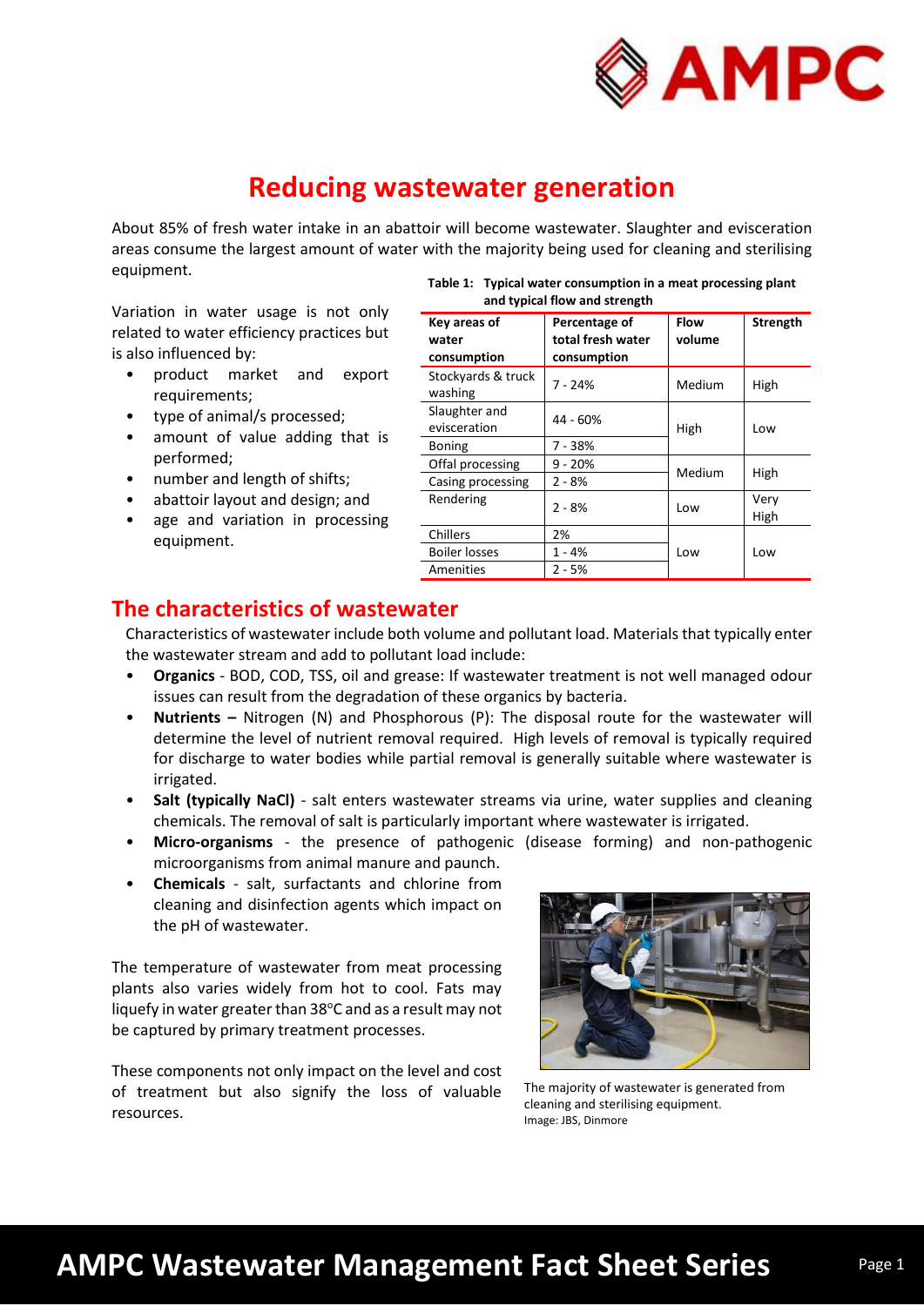# Reducing wastewater generation

About 85% of fresh water intake in an abattoir will become wastewater. Slaughter and evisceration areas consume the largest amount of water with the majority being used for cleaning and sterilising equipment.

Variation in water usage is not only related to water efficiency practices but is also influenced by:

- product market and export requirements;
- type of animal/s processed;
- amount of value adding that is performed;
- number and length of shifts;
- abattoir layout and design; and
- age and variation in processing equipment.

**Table 1: Typical water consumption in a meat processing plant and typical flow and strength**

| Key areas of water consumption | Percentage of total fresh water consumption | Flow volume | Strength |
|---|---|---|---|
| Stockyards & truck washing | 7 - 24% | Medium | High |
| Slaughter and evisceration | 44 - 60% | High | Low |
| Boning | 7 - 38% | | |
| Offal processing | 9 - 20% | Medium | High |
| Casing processing | 2 - 8% | | |
| Rendering | 2 - 8% | Low | Very High |
| Chillers | 2% | Low | Low |
| Boiler losses | 1 - 4% | | |
| Amenities | 2 - 5% | | |

## The characteristics of wastewater

Characteristics of wastewater include both volume and pollutant load. Materials that typically enter the wastewater stream and add to pollutant load include:

- **Organics** - BOD, COD, TSS, oil and grease: If wastewater treatment is not well managed odour issues can result from the degradation of these organics by bacteria.
- **Nutrients –** Nitrogen (N) and Phosphorous (P): The disposal route for the wastewater will determine the level of nutrient removal required. High levels of removal is typically required for discharge to water bodies while partial removal is generally suitable where wastewater is irrigated.
- **Salt (typically NaCl)** - salt enters wastewater streams via urine, water supplies and cleaning chemicals. The removal of salt is particularly important where wastewater is irrigated.
- **Micro-organisms** - the presence of pathogenic (disease forming) and non-pathogenic microorganisms from animal manure and paunch.
- **Chemicals** - salt, surfactants and chlorine from cleaning and disinfection agents which impact on the pH of wastewater.

The temperature of wastewater from meat processing plants also varies widely from hot to cool. Fats may liquefy in water greater than 38°C and as a result may not be captured by primary treatment processes.

These components not only impact on the level and cost of treatment but also signify the loss of valuable resources.

The majority of wastewater is generated from cleaning and sterilising equipment.
Image: JBS, Dinmore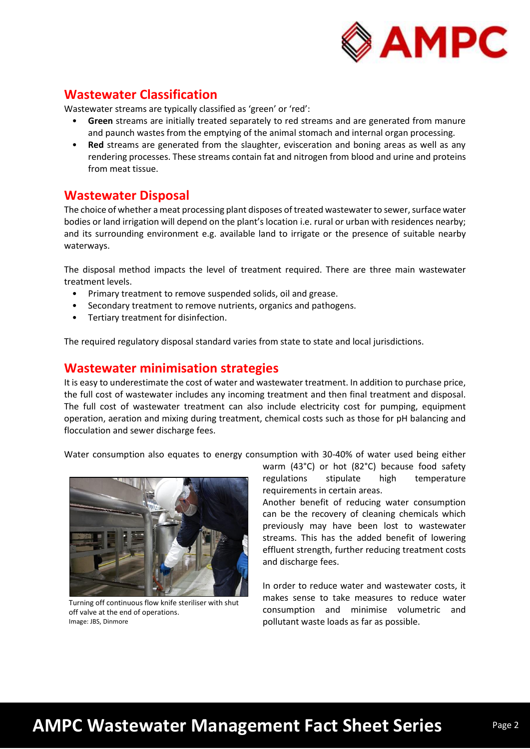## Wastewater Classification

Wastewater streams are typically classified as 'green' or 'red':

- **Green** streams are initially treated separately to red streams and are generated from manure and paunch wastes from the emptying of the animal stomach and internal organ processing.
- **Red** streams are generated from the slaughter, evisceration and boning areas as well as any rendering processes. These streams contain fat and nitrogen from blood and urine and proteins from meat tissue.

## Wastewater Disposal

The choice of whether a meat processing plant disposes of treated wastewater to sewer, surface water bodies or land irrigation will depend on the plant's location i.e. rural or urban with residences nearby; and its surrounding environment e.g. available land to irrigate or the presence of suitable nearby waterways.

The disposal method impacts the level of treatment required. There are three main wastewater treatment levels.

- Primary treatment to remove suspended solids, oil and grease.
- Secondary treatment to remove nutrients, organics and pathogens.
- Tertiary treatment for disinfection.

The required regulatory disposal standard varies from state to state and local jurisdictions.

## Wastewater minimisation strategies

It is easy to underestimate the cost of water and wastewater treatment. In addition to purchase price, the full cost of wastewater includes any incoming treatment and then final treatment and disposal. The full cost of wastewater treatment can also include electricity cost for pumping, equipment operation, aeration and mixing during treatment, chemical costs such as those for pH balancing and flocculation and sewer discharge fees.

Water consumption also equates to energy consumption with 30-40% of water used being either warm (43°C) or hot (82°C) because food safety regulations stipulate high temperature requirements in certain areas.

Another benefit of reducing water consumption can be the recovery of cleaning chemicals which previously may have been lost to wastewater streams. This has the added benefit of lowering effluent strength, further reducing treatment costs and discharge fees.

In order to reduce water and wastewater costs, it makes sense to take measures to reduce water consumption and minimise volumetric and pollutant waste loads as far as possible.

Turning off continuous flow knife steriliser with shut off valve at the end of operations.
Image: JBS, Dinmore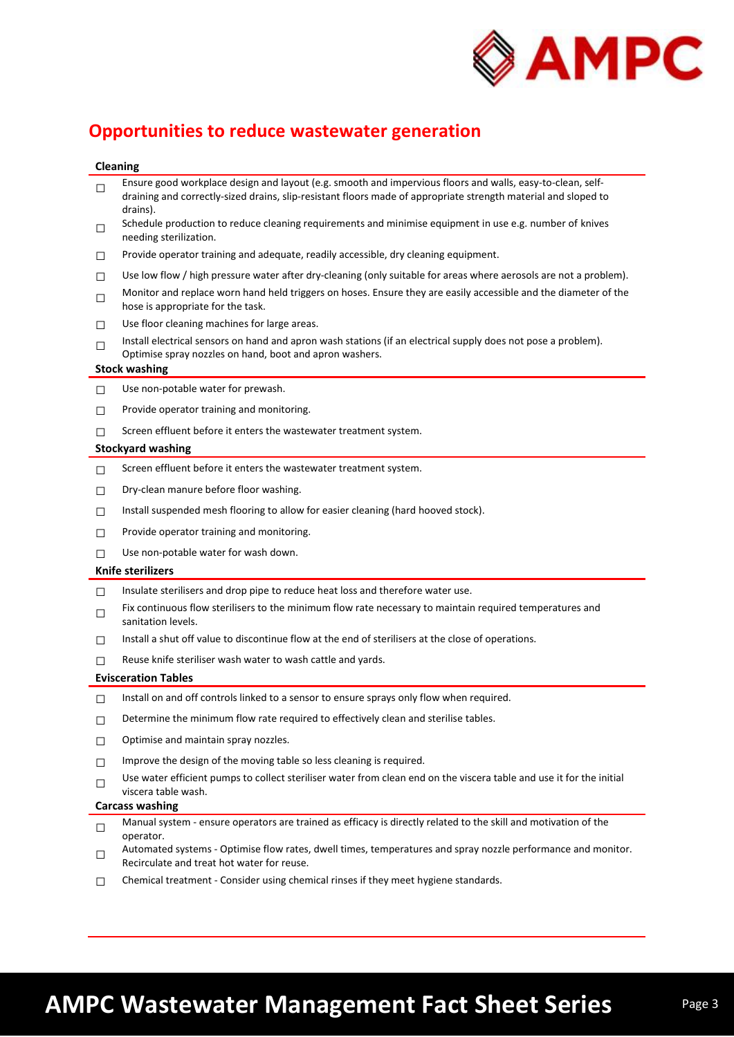## Opportunities to reduce wastewater generation

### Cleaning

- ☐ Ensure good workplace design and layout (e.g. smooth and impervious floors and walls, easy-to-clean, self-draining and correctly-sized drains, slip-resistant floors made of appropriate strength material and sloped to drains).
- ☐ Schedule production to reduce cleaning requirements and minimise equipment in use e.g. number of knives needing sterilization.
- ☐ Provide operator training and adequate, readily accessible, dry cleaning equipment.
- ☐ Use low flow / high pressure water after dry-cleaning (only suitable for areas where aerosols are not a problem).
- ☐ Monitor and replace worn hand held triggers on hoses. Ensure they are easily accessible and the diameter of the hose is appropriate for the task.
- ☐ Use floor cleaning machines for large areas.
- ☐ Install electrical sensors on hand and apron wash stations (if an electrical supply does not pose a problem). Optimise spray nozzles on hand, boot and apron washers.

### Stock washing

- ☐ Use non-potable water for prewash.
- ☐ Provide operator training and monitoring.
- ☐ Screen effluent before it enters the wastewater treatment system.

### Stockyard washing

- ☐ Screen effluent before it enters the wastewater treatment system.
- ☐ Dry-clean manure before floor washing.
- ☐ Install suspended mesh flooring to allow for easier cleaning (hard hooved stock).
- ☐ Provide operator training and monitoring.
- ☐ Use non-potable water for wash down.

### Knife sterilizers

- ☐ Insulate sterilisers and drop pipe to reduce heat loss and therefore water use.
- ☐ Fix continuous flow sterilisers to the minimum flow rate necessary to maintain required temperatures and sanitation levels.
- ☐ Install a shut off value to discontinue flow at the end of sterilisers at the close of operations.
- ☐ Reuse knife steriliser wash water to wash cattle and yards.

### Evisceration Tables

- ☐ Install on and off controls linked to a sensor to ensure sprays only flow when required.
- ☐ Determine the minimum flow rate required to effectively clean and sterilise tables.
- ☐ Optimise and maintain spray nozzles.
- ☐ Improve the design of the moving table so less cleaning is required.
- ☐ Use water efficient pumps to collect steriliser water from clean end on the viscera table and use it for the initial viscera table wash.

### Carcass washing

- ☐ Manual system - ensure operators are trained as efficacy is directly related to the skill and motivation of the operator.
- ☐ Automated systems - Optimise flow rates, dwell times, temperatures and spray nozzle performance and monitor. Recirculate and treat hot water for reuse.
- ☐ Chemical treatment - Consider using chemical rinses if they meet hygiene standards.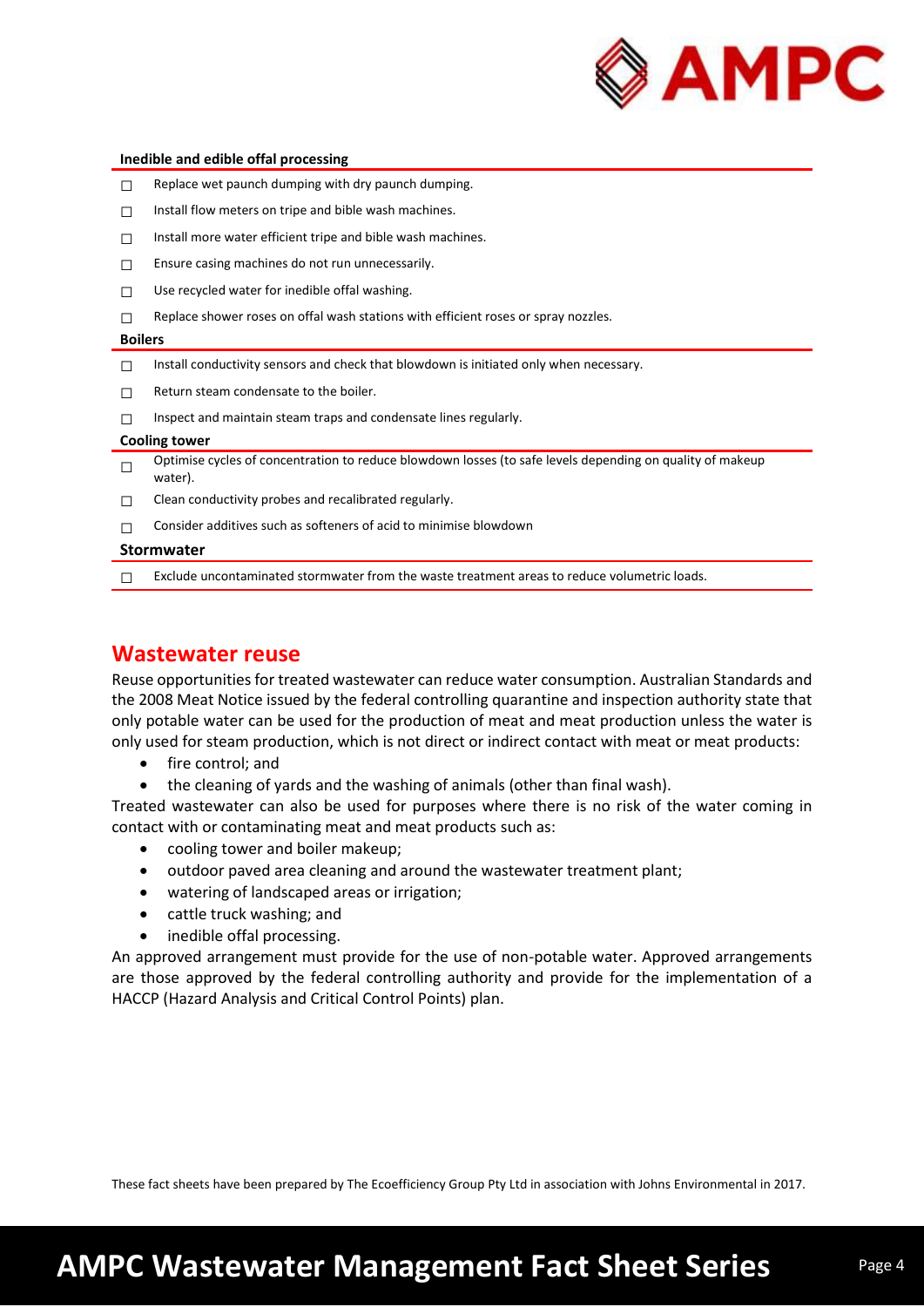**Inedible and edible offal processing**

- ☐ Replace wet paunch dumping with dry paunch dumping.
- ☐ Install flow meters on tripe and bible wash machines.
- ☐ Install more water efficient tripe and bible wash machines.
- ☐ Ensure casing machines do not run unnecessarily.
- ☐ Use recycled water for inedible offal washing.
- ☐ Replace shower roses on offal wash stations with efficient roses or spray nozzles.

**Boilers**

- ☐ Install conductivity sensors and check that blowdown is initiated only when necessary.
- ☐ Return steam condensate to the boiler.
- ☐ Inspect and maintain steam traps and condensate lines regularly.

**Cooling tower**

- ☐ Optimise cycles of concentration to reduce blowdown losses (to safe levels depending on quality of makeup water).
- ☐ Clean conductivity probes and recalibrated regularly.
- ☐ Consider additives such as softeners of acid to minimise blowdown

**Stormwater**

- ☐ Exclude uncontaminated stormwater from the waste treatment areas to reduce volumetric loads.

## Wastewater reuse

Reuse opportunities for treated wastewater can reduce water consumption. Australian Standards and the 2008 Meat Notice issued by the federal controlling quarantine and inspection authority state that only potable water can be used for the production of meat and meat production unless the water is only used for steam production, which is not direct or indirect contact with meat or meat products:

- fire control; and
- the cleaning of yards and the washing of animals (other than final wash).

Treated wastewater can also be used for purposes where there is no risk of the water coming in contact with or contaminating meat and meat products such as:

- cooling tower and boiler makeup;
- outdoor paved area cleaning and around the wastewater treatment plant;
- watering of landscaped areas or irrigation;
- cattle truck washing; and
- inedible offal processing.

An approved arrangement must provide for the use of non-potable water. Approved arrangements are those approved by the federal controlling authority and provide for the implementation of a HACCP (Hazard Analysis and Critical Control Points) plan.

These fact sheets have been prepared by The Ecoefficiency Group Pty Ltd in association with Johns Environmental in 2017.